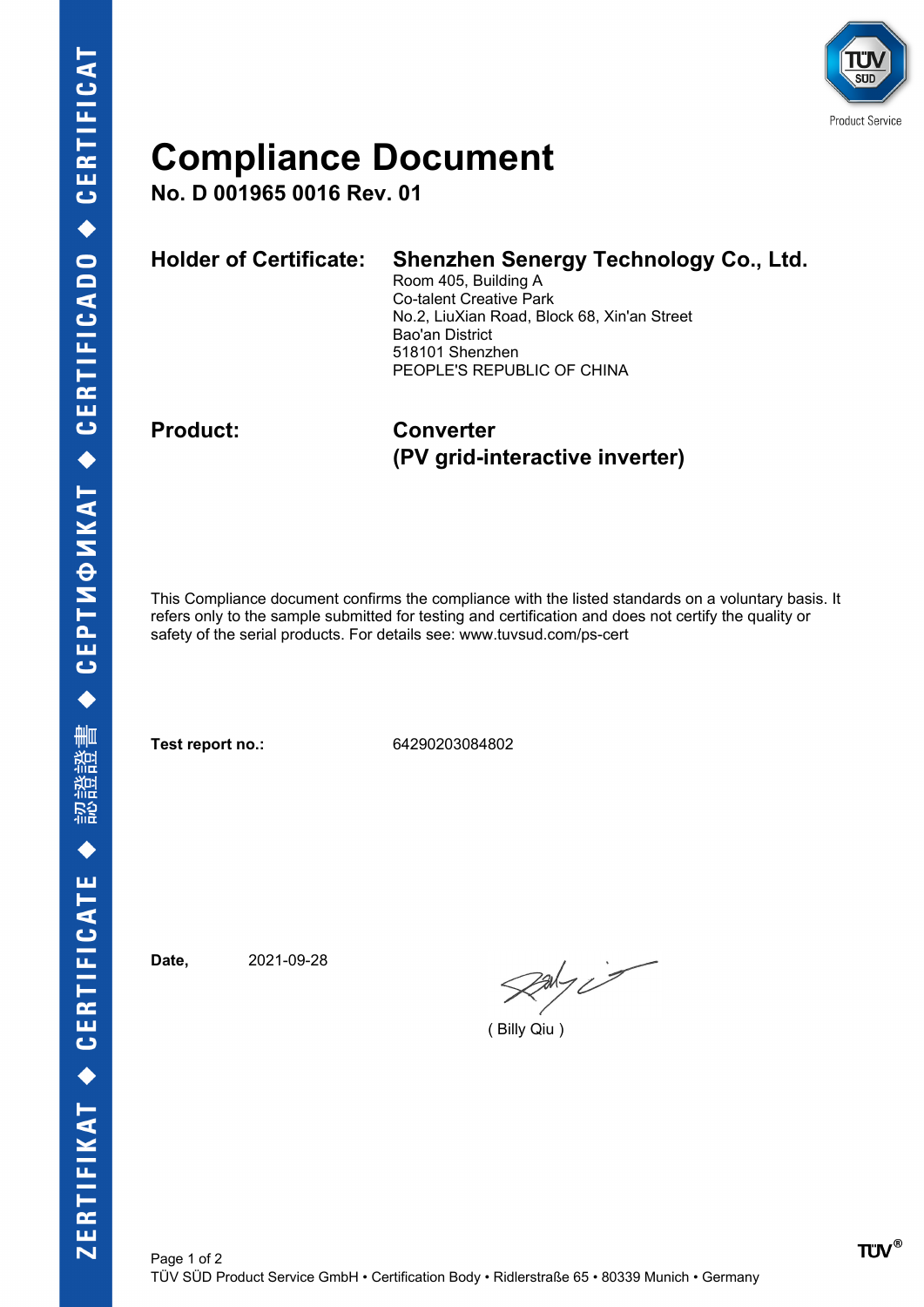# Compliance Document

**No. D 001965 0016 Rev. 01**

**Holder of Certificate:** **Shenzhen Senergy Technology Co., Ltd.**
Room 405, Building A
Co-talent Creative Park
No.2, LiuXian Road, Block 68, Xin'an Street
Bao'an District
518101 Shenzhen
PEOPLE'S REPUBLIC OF CHINA

**Product:** **Converter**
**(PV grid-interactive inverter)**

This Compliance document confirms the compliance with the listed standards on a voluntary basis. It refers only to the sample submitted for testing and certification and does not certify the quality or safety of the serial products. For details see: www.tuvsud.com/ps-cert

**Test report no.:** 64290203084802

**Date,** 2021-09-28

( Billy Qiu )

TÜV SÜD Product Service GmbH • Certification Body • Ridlerstraße 65 • 80339 Munich • Germany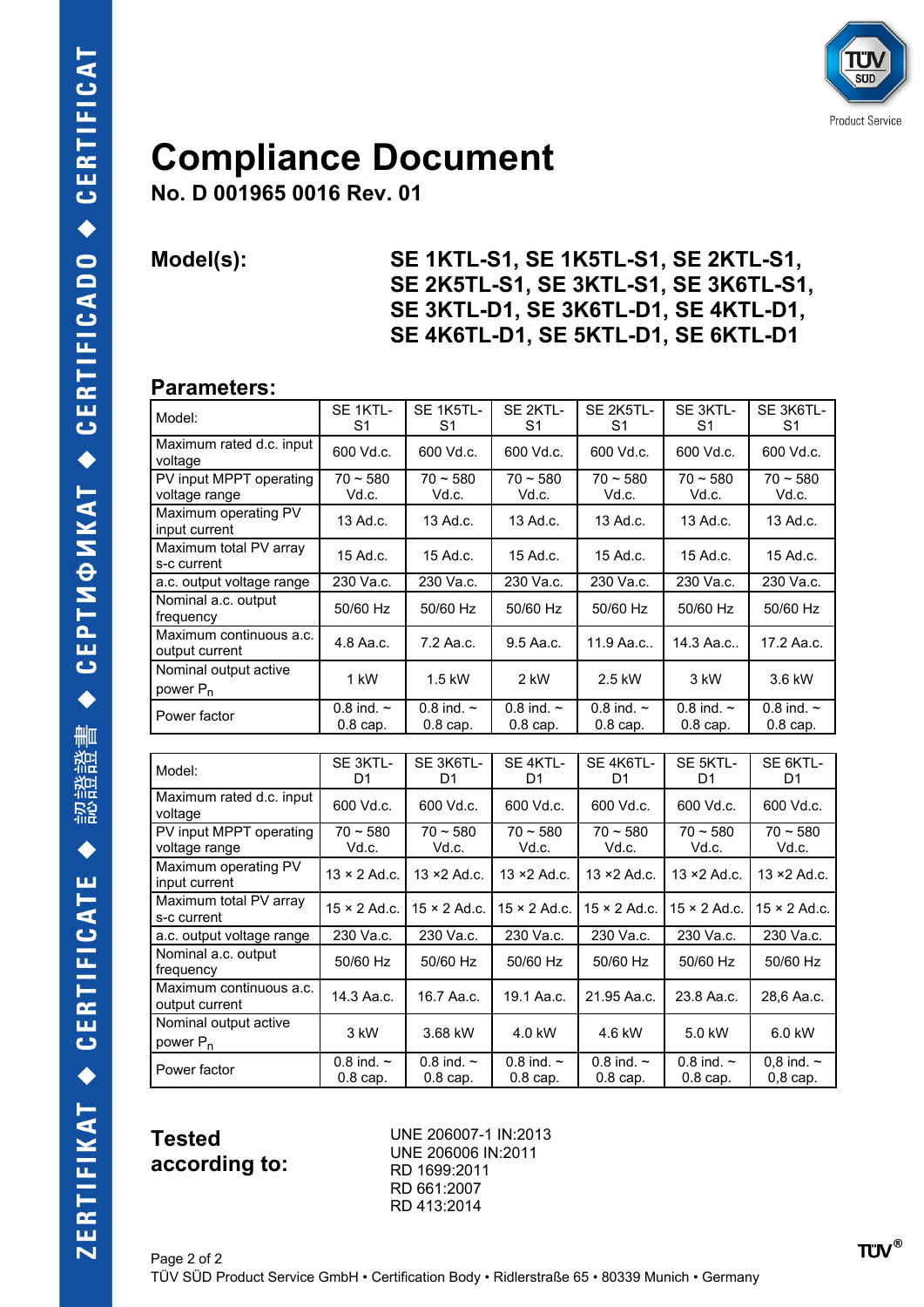# Compliance Document

**No. D 001965 0016 Rev. 01**

**Model(s):** **SE 1KTL-S1, SE 1K5TL-S1, SE 2KTL-S1, SE 2K5TL-S1, SE 3KTL-S1, SE 3K6TL-S1, SE 3KTL-D1, SE 3K6TL-D1, SE 4KTL-D1, SE 4K6TL-D1, SE 5KTL-D1, SE 6KTL-D1**

## Parameters:

| Model: | SE 1KTL-S1 | SE 1K5TL-S1 | SE 2KTL-S1 | SE 2K5TL-S1 | SE 3KTL-S1 | SE 3K6TL-S1 |
|---|---|---|---|---|---|---|
| Maximum rated d.c. input voltage | 600 Vd.c. | 600 Vd.c. | 600 Vd.c. | 600 Vd.c. | 600 Vd.c. | 600 Vd.c. |
| PV input MPPT operating voltage range | 70 ~ 580 Vd.c. | 70 ~ 580 Vd.c. | 70 ~ 580 Vd.c. | 70 ~ 580 Vd.c. | 70 ~ 580 Vd.c. | 70 ~ 580 Vd.c. |
| Maximum operating PV input current | 13 Ad.c. | 13 Ad.c. | 13 Ad.c. | 13 Ad.c. | 13 Ad.c. | 13 Ad.c. |
| Maximum total PV array s-c current | 15 Ad.c. | 15 Ad.c. | 15 Ad.c. | 15 Ad.c. | 15 Ad.c. | 15 Ad.c. |
| a.c. output voltage range | 230 Va.c. | 230 Va.c. | 230 Va.c. | 230 Va.c. | 230 Va.c. | 230 Va.c. |
| Nominal a.c. output frequency | 50/60 Hz | 50/60 Hz | 50/60 Hz | 50/60 Hz | 50/60 Hz | 50/60 Hz |
| Maximum continuous a.c. output current | 4.8 Aa.c. | 7.2 Aa.c. | 9.5 Aa.c. | 11.9 Aa.c.. | 14.3 Aa.c.. | 17.2 Aa.c. |
| Nominal output active power $P_n$ | 1 kW | 1.5 kW | 2 kW | 2.5 kW | 3 kW | 3.6 kW |
| Power factor | 0.8 ind. ~ 0.8 cap. | 0.8 ind. ~ 0.8 cap. | 0.8 ind. ~ 0.8 cap. | 0.8 ind. ~ 0.8 cap. | 0.8 ind. ~ 0.8 cap. | 0.8 ind. ~ 0.8 cap. |

| Model: | SE 3KTL-D1 | SE 3K6TL-D1 | SE 4KTL-D1 | SE 4K6TL-D1 | SE 5KTL-D1 | SE 6KTL-D1 |
|---|---|---|---|---|---|---|
| Maximum rated d.c. input voltage | 600 Vd.c. | 600 Vd.c. | 600 Vd.c. | 600 Vd.c. | 600 Vd.c. | 600 Vd.c. |
| PV input MPPT operating voltage range | 70 ~ 580 Vd.c. | 70 ~ 580 Vd.c. | 70 ~ 580 Vd.c. | 70 ~ 580 Vd.c. | 70 ~ 580 Vd.c. | 70 ~ 580 Vd.c. |
| Maximum operating PV input current | 13 × 2 Ad.c. | 13 ×2 Ad.c. | 13 ×2 Ad.c. | 13 ×2 Ad.c. | 13 ×2 Ad.c. | 13 ×2 Ad.c. |
| Maximum total PV array s-c current | 15 × 2 Ad.c. | 15 × 2 Ad.c. | 15 × 2 Ad.c. | 15 × 2 Ad.c. | 15 × 2 Ad.c. | 15 × 2 Ad.c. |
| a.c. output voltage range | 230 Va.c. | 230 Va.c. | 230 Va.c. | 230 Va.c. | 230 Va.c. | 230 Va.c. |
| Nominal a.c. output frequency | 50/60 Hz | 50/60 Hz | 50/60 Hz | 50/60 Hz | 50/60 Hz | 50/60 Hz |
| Maximum continuous a.c. output current | 14.3 Aa.c. | 16.7 Aa.c. | 19.1 Aa.c. | 21.95 Aa.c. | 23.8 Aa.c. | 28,6 Aa.c. |
| Nominal output active power $P_n$ | 3 kW | 3.68 kW | 4.0 kW | 4.6 kW | 5.0 kW | 6.0 kW |
| Power factor | 0.8 ind. ~ 0.8 cap. | 0.8 ind. ~ 0.8 cap. | 0.8 ind. ~ 0.8 cap. | 0.8 ind. ~ 0.8 cap. | 0.8 ind. ~ 0.8 cap. | 0,8 ind. ~ 0,8 cap. |

**Tested according to:**

UNE 206007-1 IN:2013
UNE 206006 IN:2011
RD 1699:2011
RD 661:2007
RD 413:2014

TÜV SÜD Product Service GmbH • Certification Body • Ridlerstraße 65 • 80339 Munich • Germany